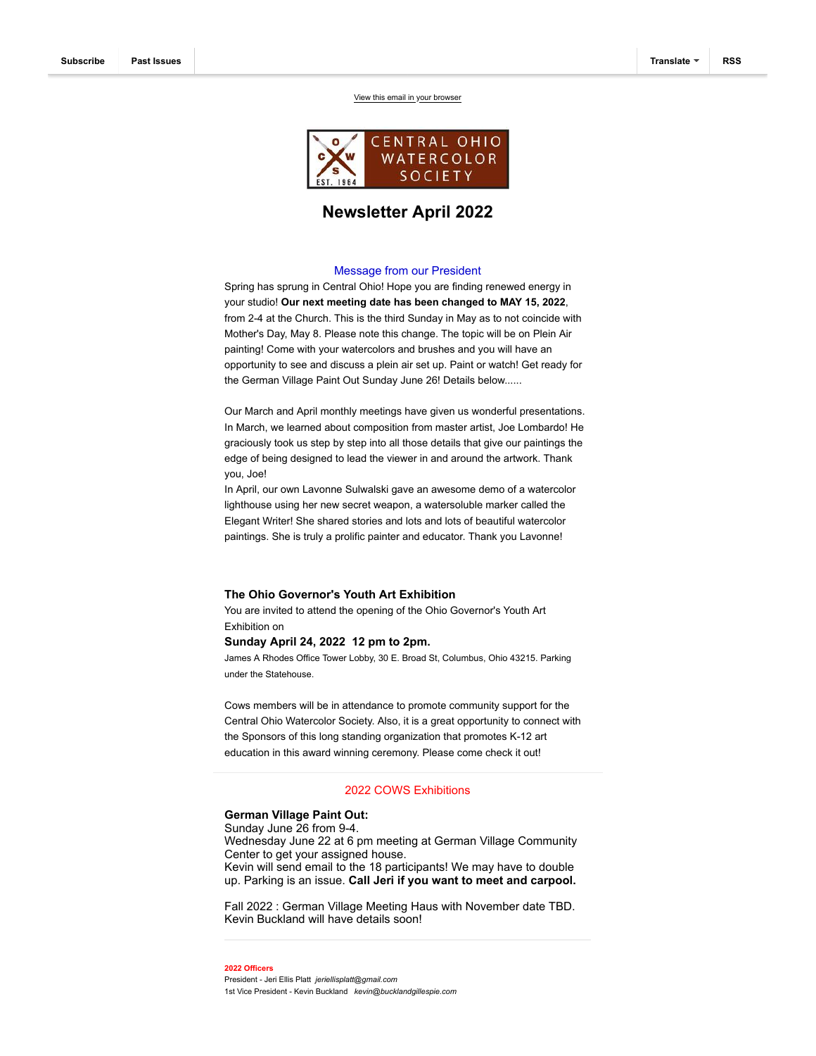Subscribe | Past Issues | Translate | RSS

View this email in your browser

CENTRAL OHIO WATERCOLOR SOCIETY
EST. 1964

# Newsletter April 2022

## Message from our President

Spring has sprung in Central Ohio! Hope you are finding renewed energy in your studio! **Our next meeting date has been changed to MAY 15, 2022**, from 2-4 at the Church. This is the third Sunday in May as to not coincide with Mother's Day, May 8. Please note this change. The topic will be on Plein Air painting! Come with your watercolors and brushes and you will have an opportunity to see and discuss a plein air set up. Paint or watch! Get ready for the German Village Paint Out Sunday June 26! Details below......

Our March and April monthly meetings have given us wonderful presentations. In March, we learned about composition from master artist, Joe Lombardo! He graciously took us step by step into all those details that give our paintings the edge of being designed to lead the viewer in and around the artwork. Thank you, Joe!
In April, our own Lavonne Sulwalski gave an awesome demo of a watercolor lighthouse using her new secret weapon, a watersoluble marker called the Elegant Writer! She shared stories and lots and lots of beautiful watercolor paintings. She is truly a prolific painter and educator. Thank you Lavonne!

### The Ohio Governor's Youth Art Exhibition

You are invited to attend the opening of the Ohio Governor's Youth Art Exhibition on

**Sunday April 24, 2022  12 pm to 2pm.**

James A Rhodes Office Tower Lobby, 30 E. Broad St, Columbus, Ohio 43215. Parking under the Statehouse.

Cows members will be in attendance to promote community support for the Central Ohio Watercolor Society. Also, it is a great opportunity to connect with the Sponsors of this long standing organization that promotes K-12 art education in this award winning ceremony. Please come check it out!

---

## 2022 COWS Exhibitions

**German Village Paint Out:**
Sunday June 26 from 9-4.
Wednesday June 22 at 6 pm meeting at German Village Community Center to get your assigned house.
Kevin will send email to the 18 participants! We may have to double up. Parking is an issue. **Call Jeri if you want to meet and carpool.**

Fall 2022 : German Village Meeting Haus with November date TBD.
Kevin Buckland will have details soon!

---

**2022 Officers**
President - Jeri Ellis Platt *jeriellisplatt@gmail.com*
1st Vice President - Kevin Buckland *kevin@bucklandgillespie.com*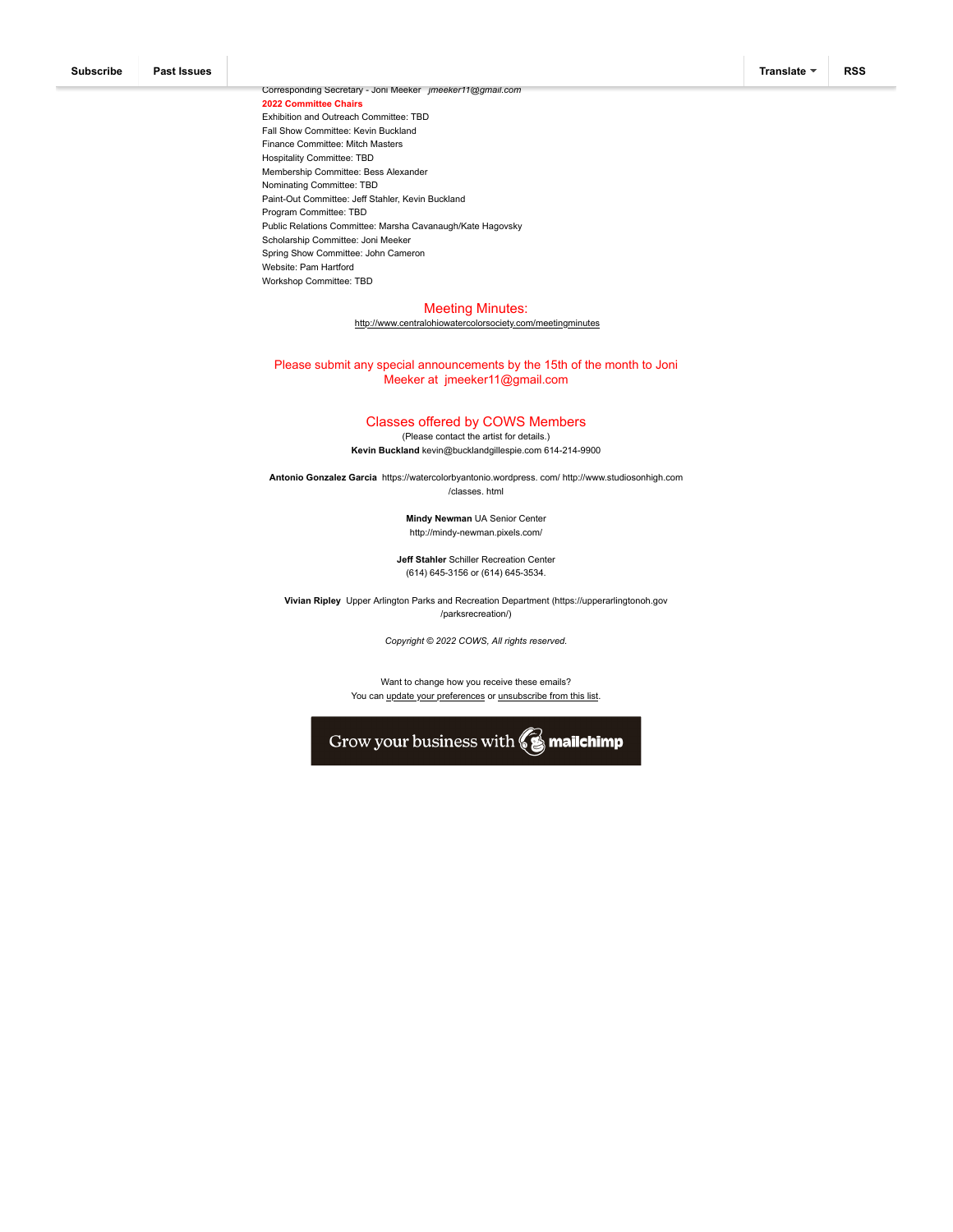Corresponding Secretary - Joni Meeker *jmeeker11@gmail.com*

**2022 Committee Chairs**

Exhibition and Outreach Committee: TBD
Fall Show Committee: Kevin Buckland
Finance Committee: Mitch Masters
Hospitality Committee: TBD
Membership Committee: Bess Alexander
Nominating Committee: TBD
Paint-Out Committee: Jeff Stahler, Kevin Buckland
Program Committee: TBD
Public Relations Committee: Marsha Cavanaugh/Kate Hagovsky
Scholarship Committee: Joni Meeker
Spring Show Committee: John Cameron
Website: Pam Hartford
Workshop Committee: TBD

## Meeting Minutes:

http://www.centralohiowatercolorsociety.com/meetingminutes

Please submit any special announcements by the 15th of the month to Joni Meeker at jmeeker11@gmail.com

## Classes offered by COWS Members

(Please contact the artist for details.)

**Kevin Buckland** kevin@bucklandgillespie.com 614-214-9900

**Antonio Gonzalez Garcia** https://watercolorbyantonio.wordpress. com/ http://www.studiosonhigh.com /classes. html

**Mindy Newman** UA Senior Center
http://mindy-newman.pixels.com/

**Jeff Stahler** Schiller Recreation Center
(614) 645-3156 or (614) 645-3534.

**Vivian Ripley** Upper Arlington Parks and Recreation Department (https://upperarlingtonoh.gov /parksrecreation/)

*Copyright © 2022 COWS, All rights reserved.*

Want to change how you receive these emails?
You can update your preferences or unsubscribe from this list.

Grow your business with mailchimp